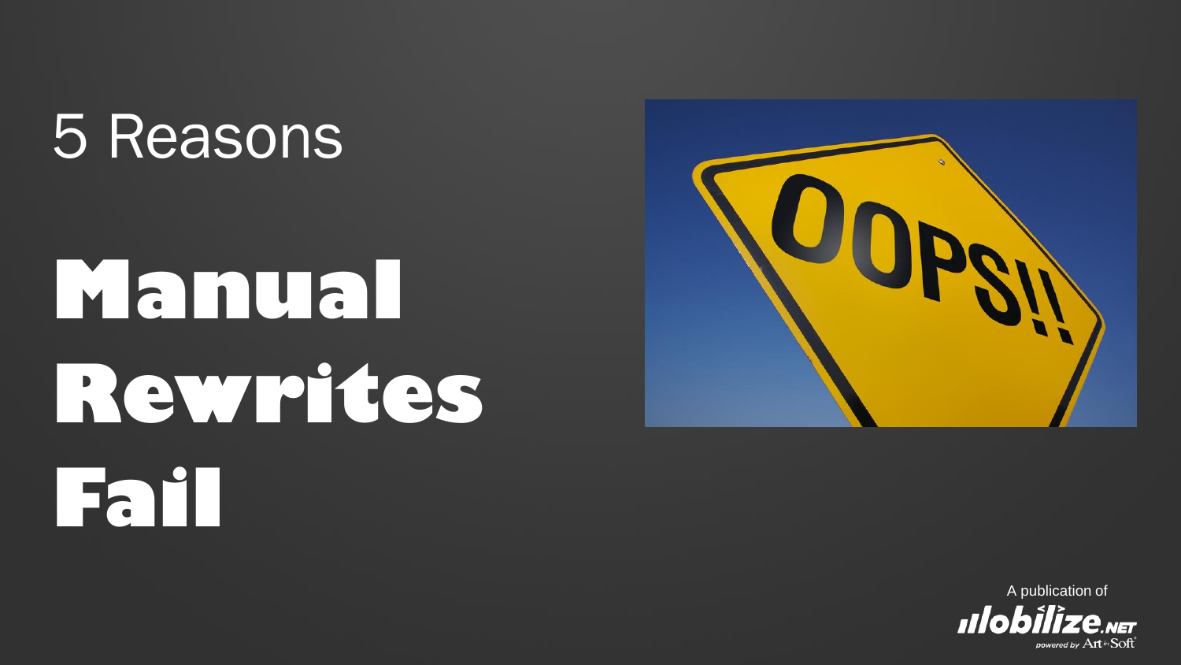5 Reasons

# Manual Rewrites Fail

A publication of

Mobilize.NET powered by Art in Soft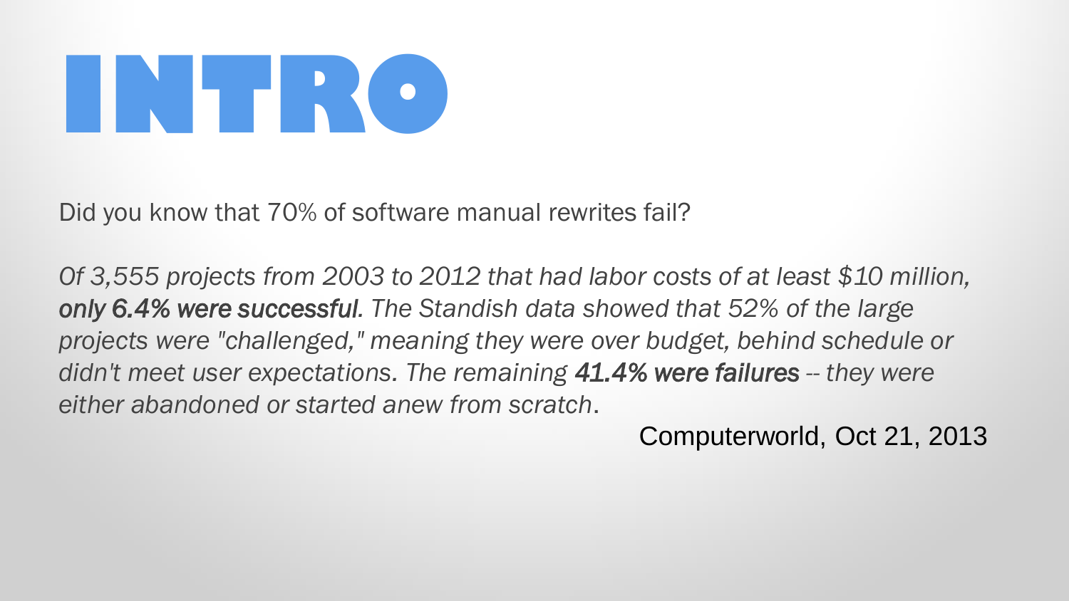# INTRO

Did you know that 70% of software manual rewrites fail?

*Of 3,555 projects from 2003 to 2012 that had labor costs of at least $10 million,* ***only 6.4% were successful****. The Standish data showed that 52% of the large projects were "challenged," meaning they were over budget, behind schedule or didn't meet user expectations. The remaining* ***41.4% were failures*** *-- they were either abandoned or started anew from scratch*.

Computerworld, Oct 21, 2013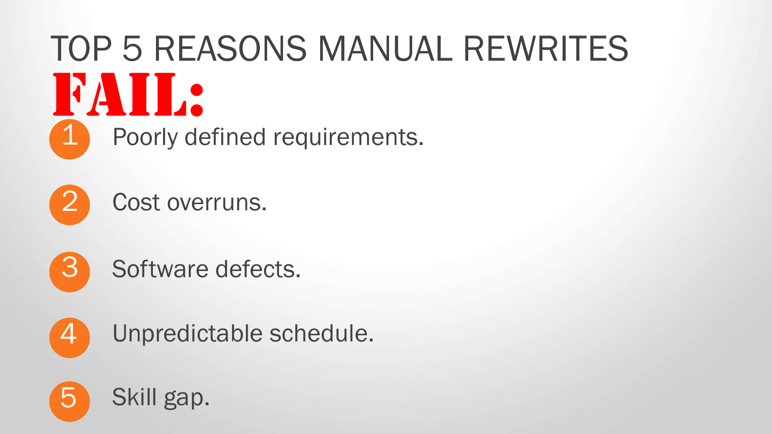# TOP 5 REASONS MANUAL REWRITES FAIL:

1. Poorly defined requirements.
2. Cost overruns.
3. Software defects.
4. Unpredictable schedule.
5. Skill gap.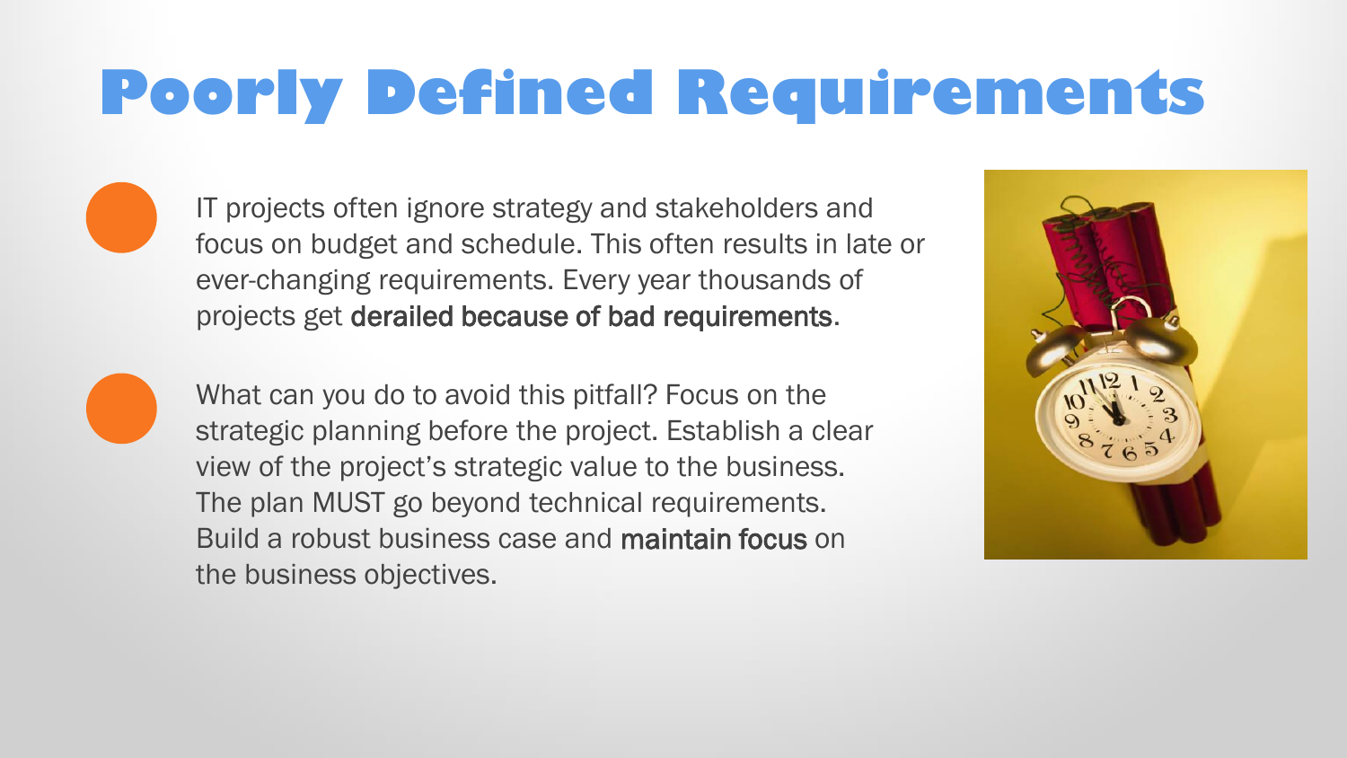# Poorly Defined Requirements

- IT projects often ignore strategy and stakeholders and focus on budget and schedule. This often results in late or ever-changing requirements. Every year thousands of projects get derailed because of bad requirements.

- What can you do to avoid this pitfall? Focus on the strategic planning before the project. Establish a clear view of the project's strategic value to the business. The plan MUST go beyond technical requirements. Build a robust business case and maintain focus on the business objectives.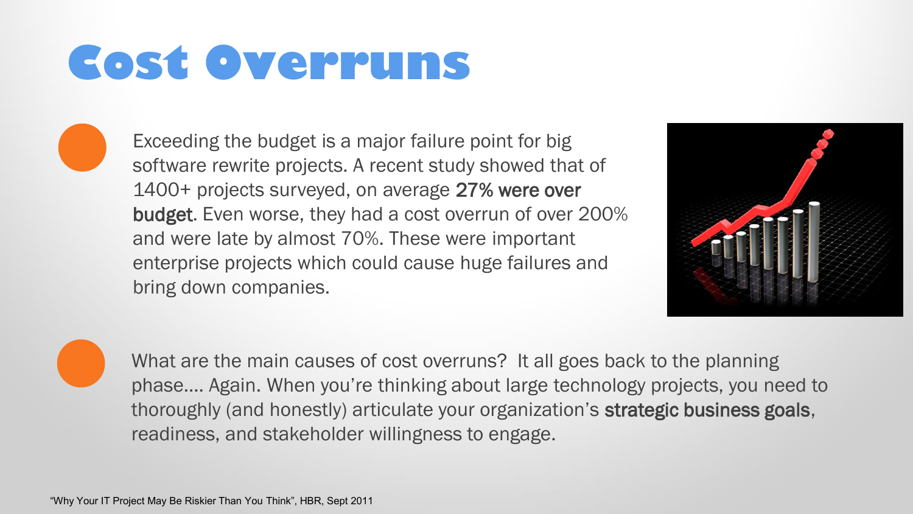# Cost Overruns

- Exceeding the budget is a major failure point for big software rewrite projects. A recent study showed that of 1400+ projects surveyed, on average **27% were over budget**. Even worse, they had a cost overrun of over 200% and were late by almost 70%. These were important enterprise projects which could cause huge failures and bring down companies.

- What are the main causes of cost overruns? It all goes back to the planning phase…. Again. When you're thinking about large technology projects, you need to thoroughly (and honestly) articulate your organization's **strategic business goals**, readiness, and stakeholder willingness to engage.

"Why Your IT Project May Be Riskier Than You Think", HBR, Sept 2011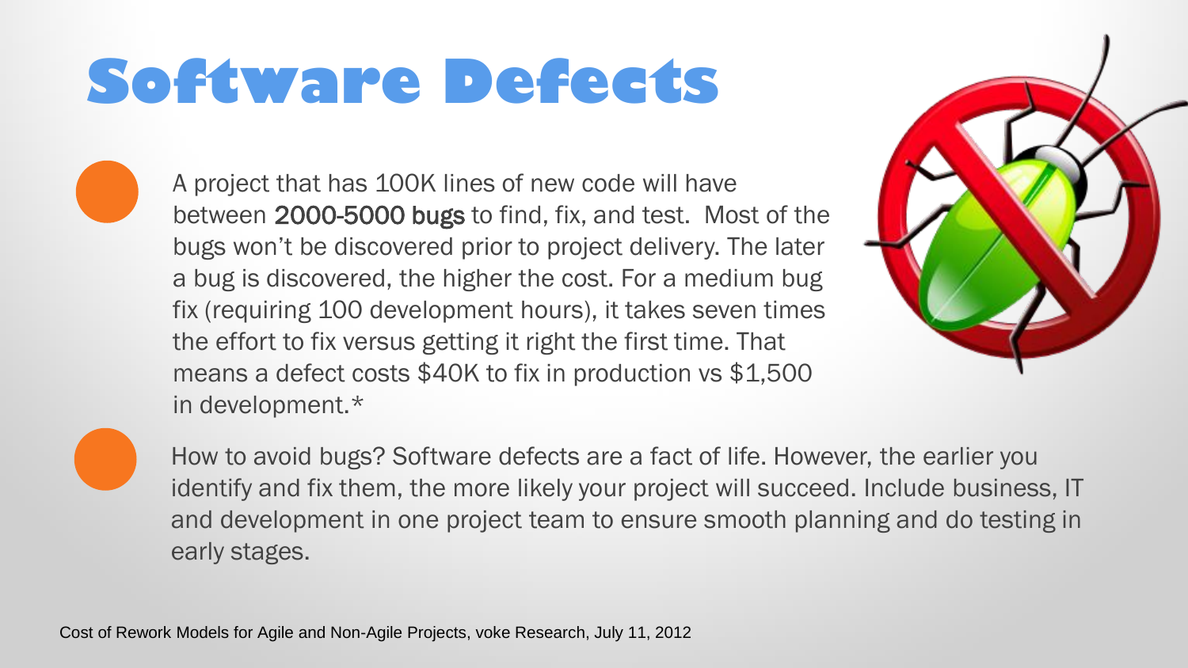# Software Defects

- A project that has 100K lines of new code will have between **2000-5000 bugs** to find, fix, and test. Most of the bugs won't be discovered prior to project delivery. The later a bug is discovered, the higher the cost. For a medium bug fix (requiring 100 development hours), it takes seven times the effort to fix versus getting it right the first time. That means a defect costs $40K to fix in production vs $1,500 in development.*

- How to avoid bugs? Software defects are a fact of life. However, the earlier you identify and fix them, the more likely your project will succeed. Include business, IT and development in one project team to ensure smooth planning and do testing in early stages.

Cost of Rework Models for Agile and Non-Agile Projects, voke Research, July 11, 2012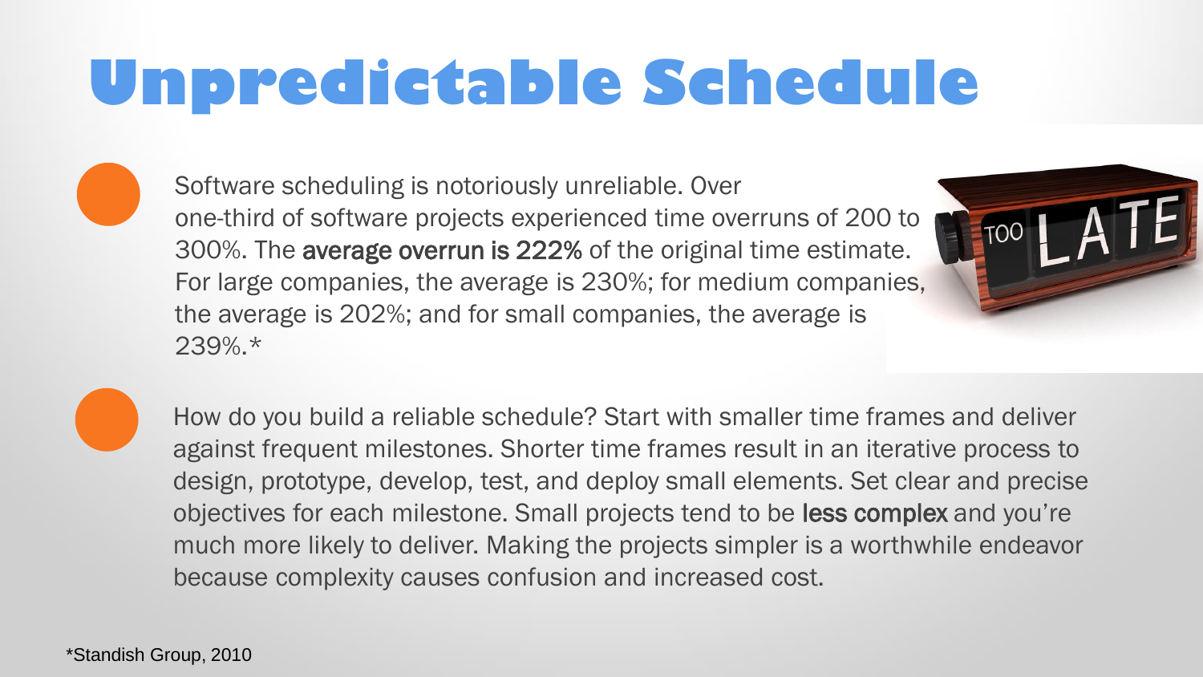# Unpredictable Schedule

- Software scheduling is notoriously unreliable. Over one-third of software projects experienced time overruns of 200 to 300%. The **average overrun is 222%** of the original time estimate. For large companies, the average is 230%; for medium companies, the average is 202%; and for small companies, the average is 239%.*

- How do you build a reliable schedule? Start with smaller time frames and deliver against frequent milestones. Shorter time frames result in an iterative process to design, prototype, develop, test, and deploy small elements. Set clear and precise objectives for each milestone. Small projects tend to be **less complex** and you're much more likely to deliver. Making the projects simpler is a worthwhile endeavor because complexity causes confusion and increased cost.

*Standish Group, 2010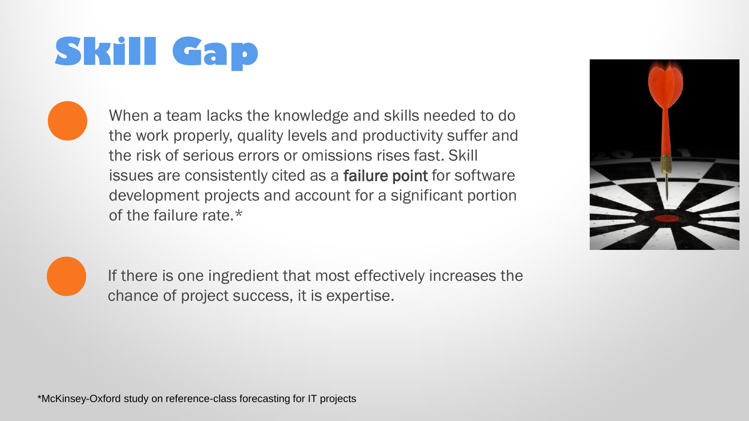# Skill Gap

- When a team lacks the knowledge and skills needed to do the work properly, quality levels and productivity suffer and the risk of serious errors or omissions rises fast. Skill issues are consistently cited as a failure point for software development projects and account for a significant portion of the failure rate.*

- If there is one ingredient that most effectively increases the chance of project success, it is expertise.

*McKinsey-Oxford study on reference-class forecasting for IT projects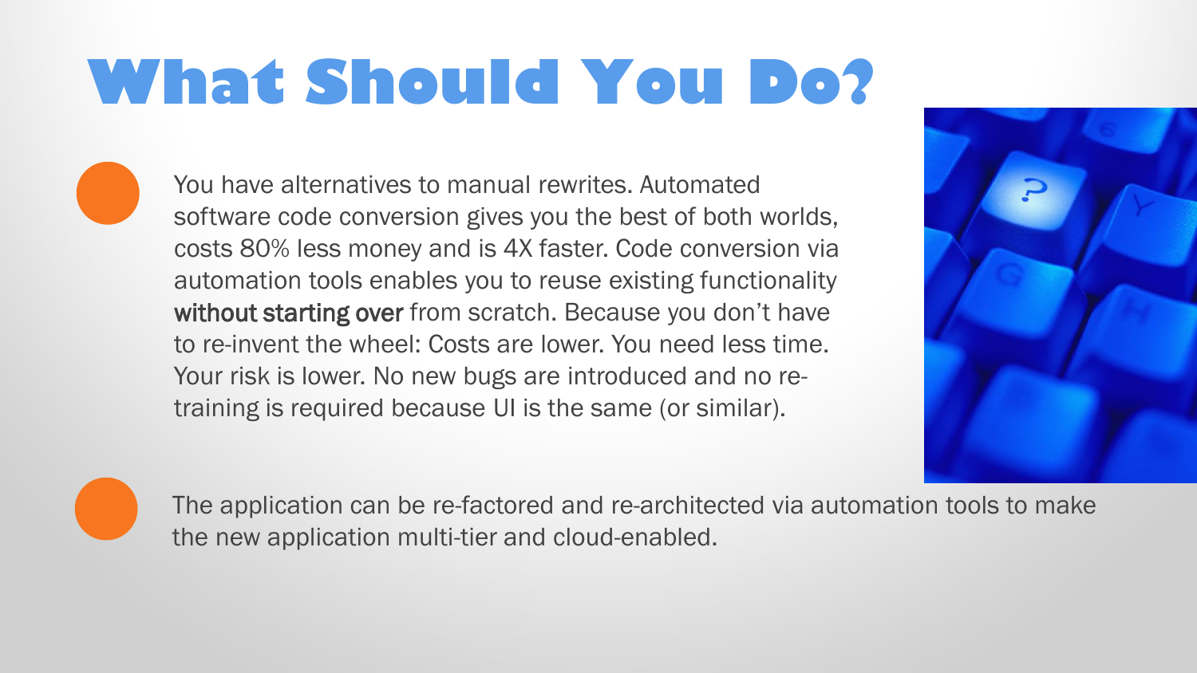# What Should You Do?

- You have alternatives to manual rewrites. Automated software code conversion gives you the best of both worlds, costs 80% less money and is 4X faster. Code conversion via automation tools enables you to reuse existing functionality **without starting over** from scratch. Because you don't have to re-invent the wheel: Costs are lower. You need less time. Your risk is lower. No new bugs are introduced and no re-training is required because UI is the same (or similar).

- The application can be re-factored and re-architected via automation tools to make the new application multi-tier and cloud-enabled.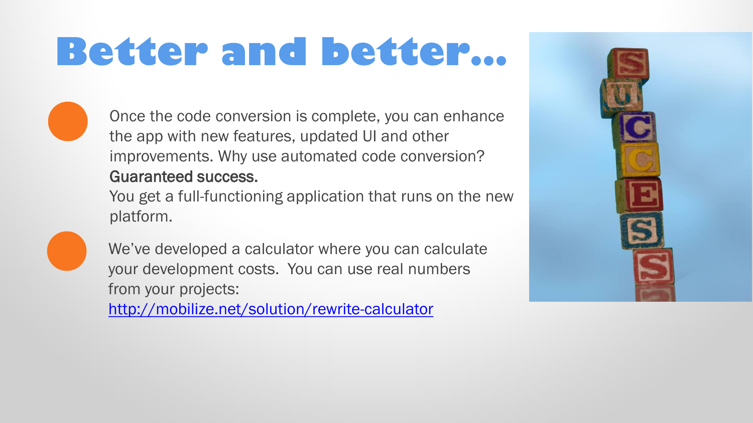# Better and better…

- Once the code conversion is complete, you can enhance the app with new features, updated UI and other improvements. Why use automated code conversion? **Guaranteed success.**
  You get a full-functioning application that runs on the new platform.

- We've developed a calculator where you can calculate your development costs. You can use real numbers from your projects:
  http://mobilize.net/solution/rewrite-calculator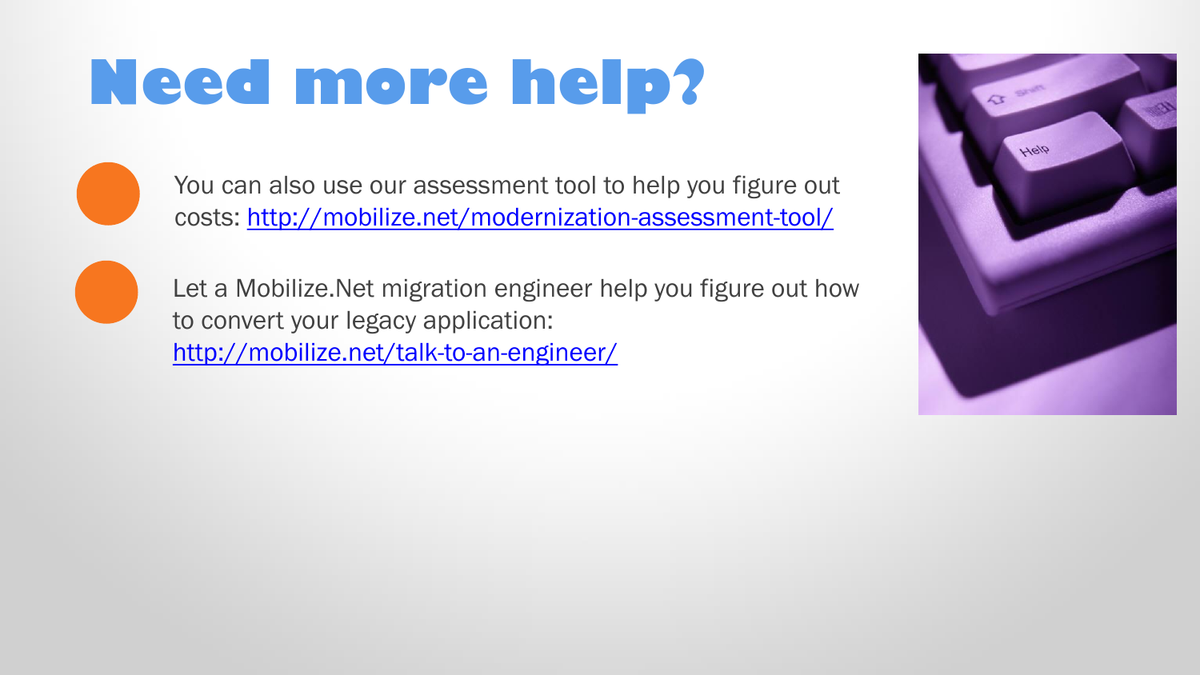# Need more help?

- You can also use our assessment tool to help you figure out costs: http://mobilize.net/modernization-assessment-tool/
- Let a Mobilize.Net migration engineer help you figure out how to convert your legacy application: http://mobilize.net/talk-to-an-engineer/